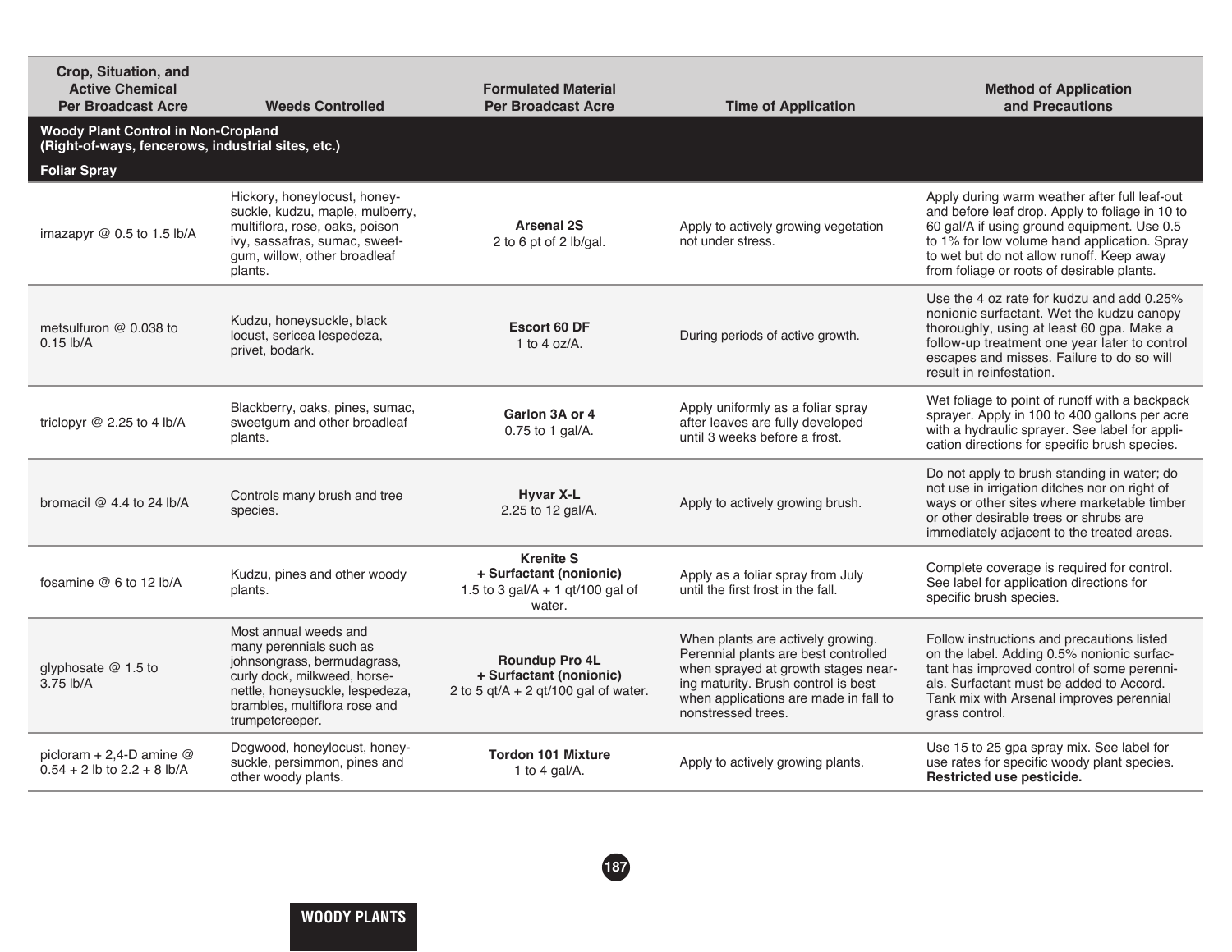| Crop, Situation, and Active Chemical Per Broadcast Acre | Weeds Controlled | Formulated Material Per Broadcast Acre | Time of Application | Method of Application and Precautions |
|---|---|---|---|---|
| **Woody Plant Control in Non-Cropland (Right-of-ways, fencerows, industrial sites, etc.)** | | | | |
| **Foliar Spray** | | | | |
| imazapyr @ 0.5 to 1.5 lb/A | Hickory, honeylocust, honeysuckle, kudzu, maple, mulberry, multiflora, rose, oaks, poison ivy, sassafras, sumac, sweetgum, willow, other broadleaf plants. | **Arsenal 2S** 2 to 6 pt of 2 lb/gal. | Apply to actively growing vegetation not under stress. | Apply during warm weather after full leaf-out and before leaf drop. Apply to foliage in 10 to 60 gal/A if using ground equipment. Use 0.5 to 1% for low volume hand application. Spray to wet but do not allow runoff. Keep away from foliage or roots of desirable plants. |
| metsulfuron @ 0.038 to 0.15 lb/A | Kudzu, honeysuckle, black locust, sericea lespedeza, privet, bodark. | **Escort 60 DF** 1 to 4 oz/A. | During periods of active growth. | Use the 4 oz rate for kudzu and add 0.25% nonionic surfactant. Wet the kudzu canopy thoroughly, using at least 60 gpa. Make a follow-up treatment one year later to control escapes and misses. Failure to do so will result in reinfestation. |
| triclopyr @ 2.25 to 4 lb/A | Blackberry, oaks, pines, sumac, sweetgum and other broadleaf plants. | **Garlon 3A or 4** 0.75 to 1 gal/A. | Apply uniformly as a foliar spray after leaves are fully developed until 3 weeks before a frost. | Wet foliage to point of runoff with a backpack sprayer. Apply in 100 to 400 gallons per acre with a hydraulic sprayer. See label for application directions for specific brush species. |
| bromacil @ 4.4 to 24 lb/A | Controls many brush and tree species. | **Hyvar X-L** 2.25 to 12 gal/A. | Apply to actively growing brush. | Do not apply to brush standing in water; do not use in irrigation ditches nor on right of ways or other sites where marketable timber or other desirable trees or shrubs are immediately adjacent to the treated areas. |
| fosamine @ 6 to 12 lb/A | Kudzu, pines and other woody plants. | **Krenite S + Surfactant (nonionic)** 1.5 to 3 gal/A + 1 qt/100 gal of water. | Apply as a foliar spray from July until the first frost in the fall. | Complete coverage is required for control. See label for application directions for specific brush species. |
| glyphosate @ 1.5 to 3.75 lb/A | Most annual weeds and many perennials such as johnsongrass, bermudagrass, curly dock, milkweed, horsenettle, honeysuckle, lespedeza, brambles, multiflora rose and trumpetcreeper. | **Roundup Pro 4L + Surfactant (nonionic)** 2 to 5 qt/A + 2 qt/100 gal of water. | When plants are actively growing. Perennial plants are best controlled when sprayed at growth stages nearing maturity. Brush control is best when applications are made in fall to nonstressed trees. | Follow instructions and precautions listed on the label. Adding 0.5% nonionic surfactant has improved control of some perennials. Surfactant must be added to Accord. Tank mix with Arsenal improves perennial grass control. |
| picloram + 2,4-D amine @ 0.54 + 2 lb to 2.2 + 8 lb/A | Dogwood, honeylocust, honeysuckle, persimmon, pines and other woody plants. | **Tordon 101 Mixture** 1 to 4 gal/A. | Apply to actively growing plants. | Use 15 to 25 gpa spray mix. See label for use rates for specific woody plant species. **Restricted use pesticide.** |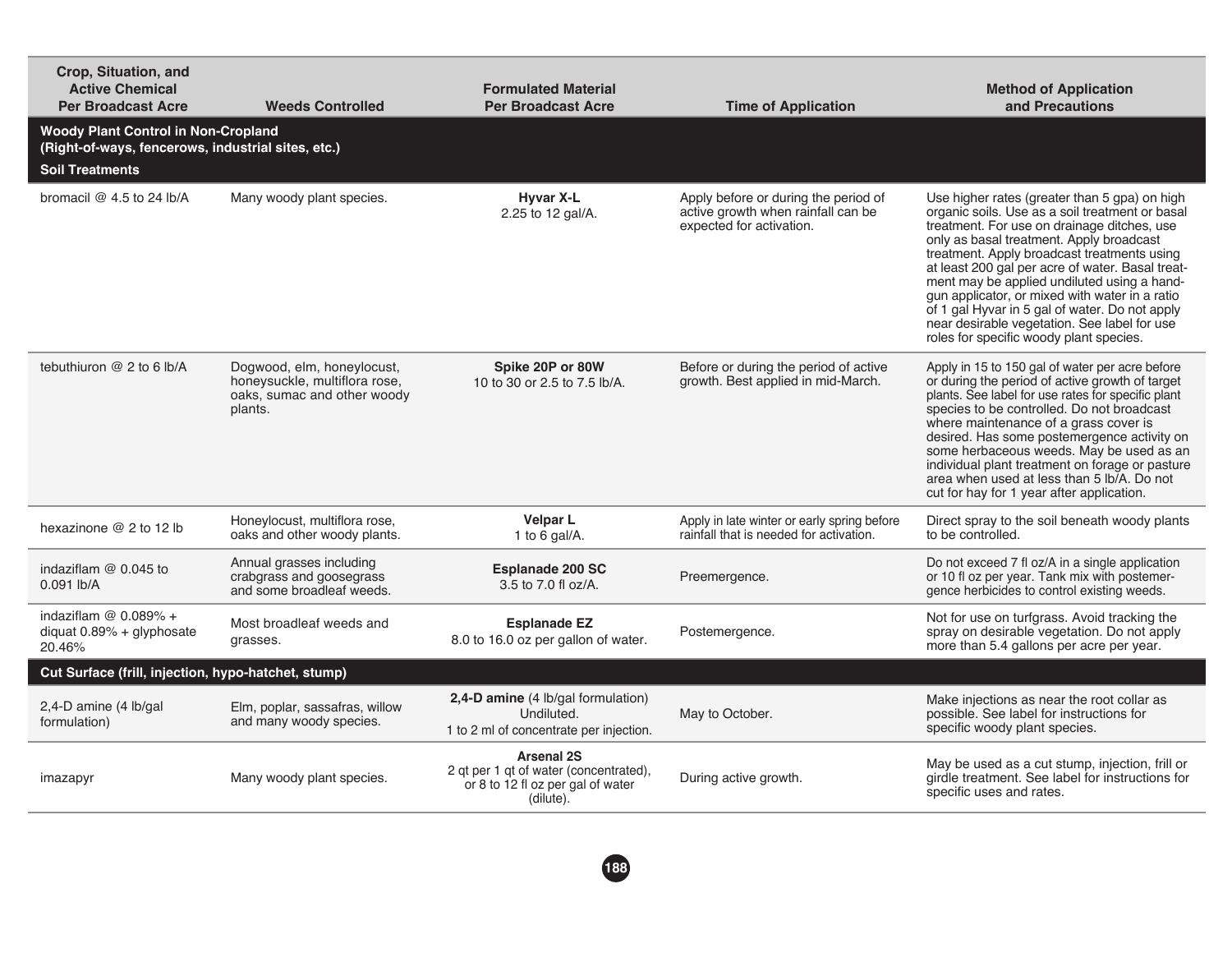| Crop, Situation, and Active Chemical Per Broadcast Acre | Weeds Controlled | Formulated Material Per Broadcast Acre | Time of Application | Method of Application and Precautions |
|---|---|---|---|---|
| **Woody Plant Control in Non-Cropland (Right-of-ways, fencerows, industrial sites, etc.)** | | | | |
| **Soil Treatments** | | | | |
| bromacil @ 4.5 to 24 lb/A | Many woody plant species. | **Hyvar X-L** 2.25 to 12 gal/A. | Apply before or during the period of active growth when rainfall can be expected for activation. | Use higher rates (greater than 5 gpa) on high organic soils. Use as a soil treatment or basal treatment. For use on drainage ditches, use only as basal treatment. Apply broadcast treatment. Apply broadcast treatments using at least 200 gal per acre of water. Basal treatment may be applied undiluted using a hand-gun applicator, or mixed with water in a ratio of 1 gal Hyvar in 5 gal of water. Do not apply near desirable vegetation. See label for use roles for specific woody plant species. |
| tebuthiuron @ 2 to 6 lb/A | Dogwood, elm, honeylocust, honeysuckle, multiflora rose, oaks, sumac and other woody plants. | **Spike 20P or 80W** 10 to 30 or 2.5 to 7.5 lb/A. | Before or during the period of active growth. Best applied in mid-March. | Apply in 15 to 150 gal of water per acre before or during the period of active growth of target plants. See label for use rates for specific plant species to be controlled. Do not broadcast where maintenance of a grass cover is desired. Has some postemergence activity on some herbaceous weeds. May be used as an individual plant treatment on forage or pasture area when used at less than 5 lb/A. Do not cut for hay for 1 year after application. |
| hexazinone @ 2 to 12 lb | Honeylocust, multiflora rose, oaks and other woody plants. | **Velpar L** 1 to 6 gal/A. | Apply in late winter or early spring before rainfall that is needed for activation. | Direct spray to the soil beneath woody plants to be controlled. |
| indaziflam @ 0.045 to 0.091 lb/A | Annual grasses including crabgrass and goosegrass and some broadleaf weeds. | **Esplanade 200 SC** 3.5 to 7.0 fl oz/A. | Preemergence. | Do not exceed 7 fl oz/A in a single application or 10 fl oz per year. Tank mix with postemergence herbicides to control existing weeds. |
| indaziflam @ 0.089% + diquat 0.89% + glyphosate 20.46% | Most broadleaf weeds and grasses. | **Esplanade EZ** 8.0 to 16.0 oz per gallon of water. | Postemergence. | Not for use on turfgrass. Avoid tracking the spray on desirable vegetation. Do not apply more than 5.4 gallons per acre per year. |
| **Cut Surface (frill, injection, hypo-hatchet, stump)** | | | | |
| 2,4-D amine (4 lb/gal formulation) | Elm, poplar, sassafras, willow and many woody species. | **2,4-D amine** (4 lb/gal formulation) Undiluted. 1 to 2 ml of concentrate per injection. | May to October. | Make injections as near the root collar as possible. See label for instructions for specific woody plant species. |
| imazapyr | Many woody plant species. | **Arsenal 2S** 2 qt per 1 qt of water (concentrated), or 8 to 12 fl oz per gal of water (dilute). | During active growth. | May be used as a cut stump, injection, frill or girdle treatment. See label for instructions for specific uses and rates. |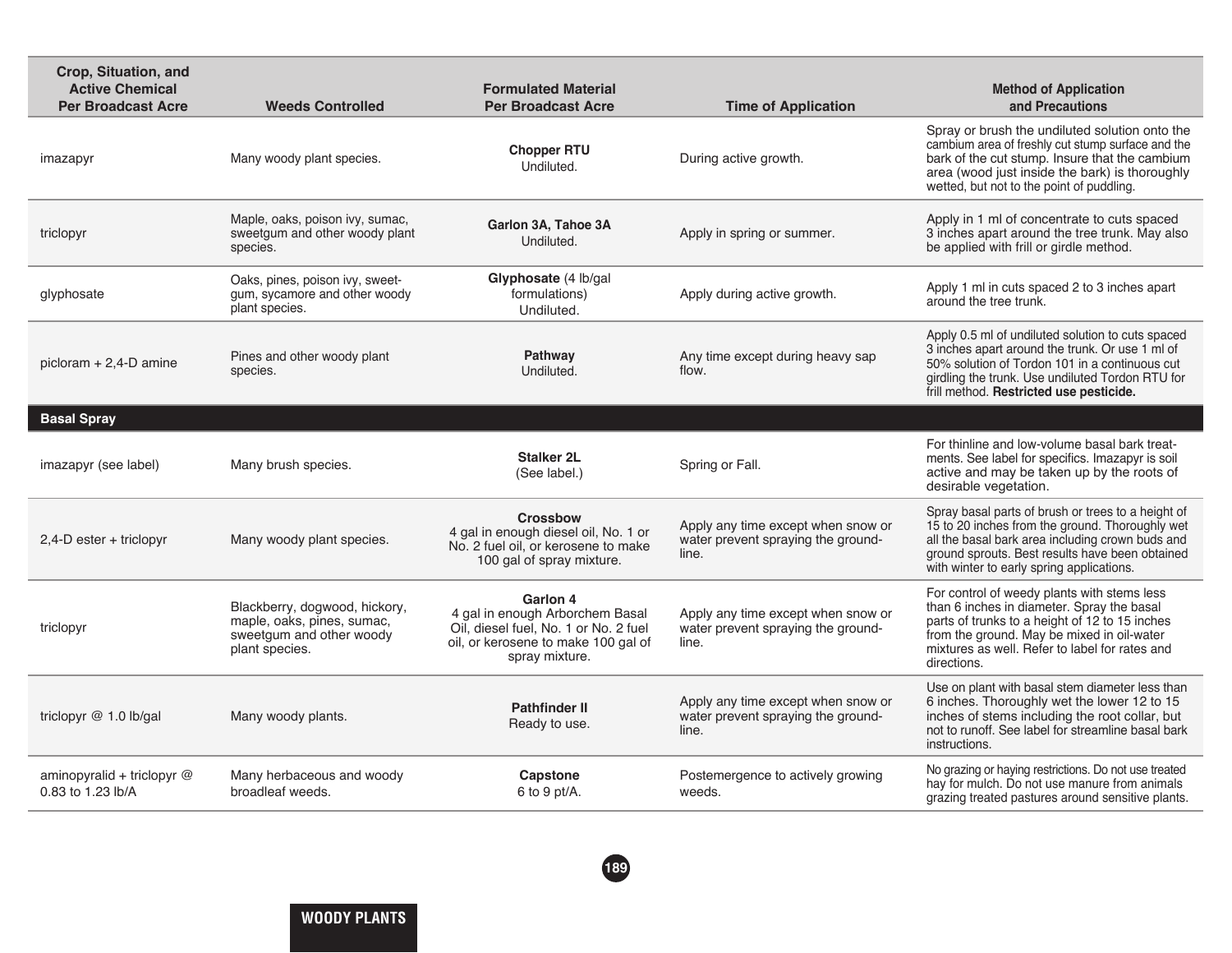| Crop, Situation, and Active Chemical Per Broadcast Acre | Weeds Controlled | Formulated Material Per Broadcast Acre | Time of Application | Method of Application and Precautions |
|---|---|---|---|---|
| imazapyr | Many woody plant species. | **Chopper RTU** Undiluted. | During active growth. | Spray or brush the undiluted solution onto the cambium area of freshly cut stump surface and the bark of the cut stump. Insure that the cambium area (wood just inside the bark) is thoroughly wetted, but not to the point of puddling. |
| triclopyr | Maple, oaks, poison ivy, sumac, sweetgum and other woody plant species. | **Garlon 3A, Tahoe 3A** Undiluted. | Apply in spring or summer. | Apply in 1 ml of concentrate to cuts spaced 3 inches apart around the tree trunk. May also be applied with frill or girdle method. |
| glyphosate | Oaks, pines, poison ivy, sweet-gum, sycamore and other woody plant species. | **Glyphosate** (4 lb/gal formulations) Undiluted. | Apply during active growth. | Apply 1 ml in cuts spaced 2 to 3 inches apart around the tree trunk. |
| picloram + 2,4-D amine | Pines and other woody plant species. | **Pathway** Undiluted. | Any time except during heavy sap flow. | Apply 0.5 ml of undiluted solution to cuts spaced 3 inches apart around the trunk. Or use 1 ml of 50% solution of Tordon 101 in a continuous cut girdling the trunk. Use undiluted Tordon RTU for frill method. **Restricted use pesticide.** |
| **Basal Spray** | | | | |
| imazapyr (see label) | Many brush species. | **Stalker 2L** (See label.) | Spring or Fall. | For thinline and low-volume basal bark treatments. See label for specifics. Imazapyr is soil active and may be taken up by the roots of desirable vegetation. |
| 2,4-D ester + triclopyr | Many woody plant species. | **Crossbow** 4 gal in enough diesel oil, No. 1 or No. 2 fuel oil, or kerosene to make 100 gal of spray mixture. | Apply any time except when snow or water prevent spraying the ground-line. | Spray basal parts of brush or trees to a height of 15 to 20 inches from the ground. Thoroughly wet all the basal bark area including crown buds and ground sprouts. Best results have been obtained with winter to early spring applications. |
| triclopyr | Blackberry, dogwood, hickory, maple, oaks, pines, sumac, sweetgum and other woody plant species. | **Garlon 4** 4 gal in enough Arborchem Basal Oil, diesel fuel, No. 1 or No. 2 fuel oil, or kerosene to make 100 gal of spray mixture. | Apply any time except when snow or water prevent spraying the ground-line. | For control of weedy plants with stems less than 6 inches in diameter. Spray the basal parts of trunks to a height of 12 to 15 inches from the ground. May be mixed in oil-water mixtures as well. Refer to label for rates and directions. |
| triclopyr @ 1.0 lb/gal | Many woody plants. | **Pathfinder II** Ready to use. | Apply any time except when snow or water prevent spraying the ground-line. | Use on plant with basal stem diameter less than 6 inches. Thoroughly wet the lower 12 to 15 inches of stems including the root collar, but not to runoff. See label for streamline basal bark instructions. |
| aminopyralid + triclopyr @ 0.83 to 1.23 lb/A | Many herbaceous and woody broadleaf weeds. | **Capstone** 6 to 9 pt/A. | Postemergence to actively growing weeds. | No grazing or haying restrictions. Do not use treated hay for mulch. Do not use manure from animals grazing treated pastures around sensitive plants. |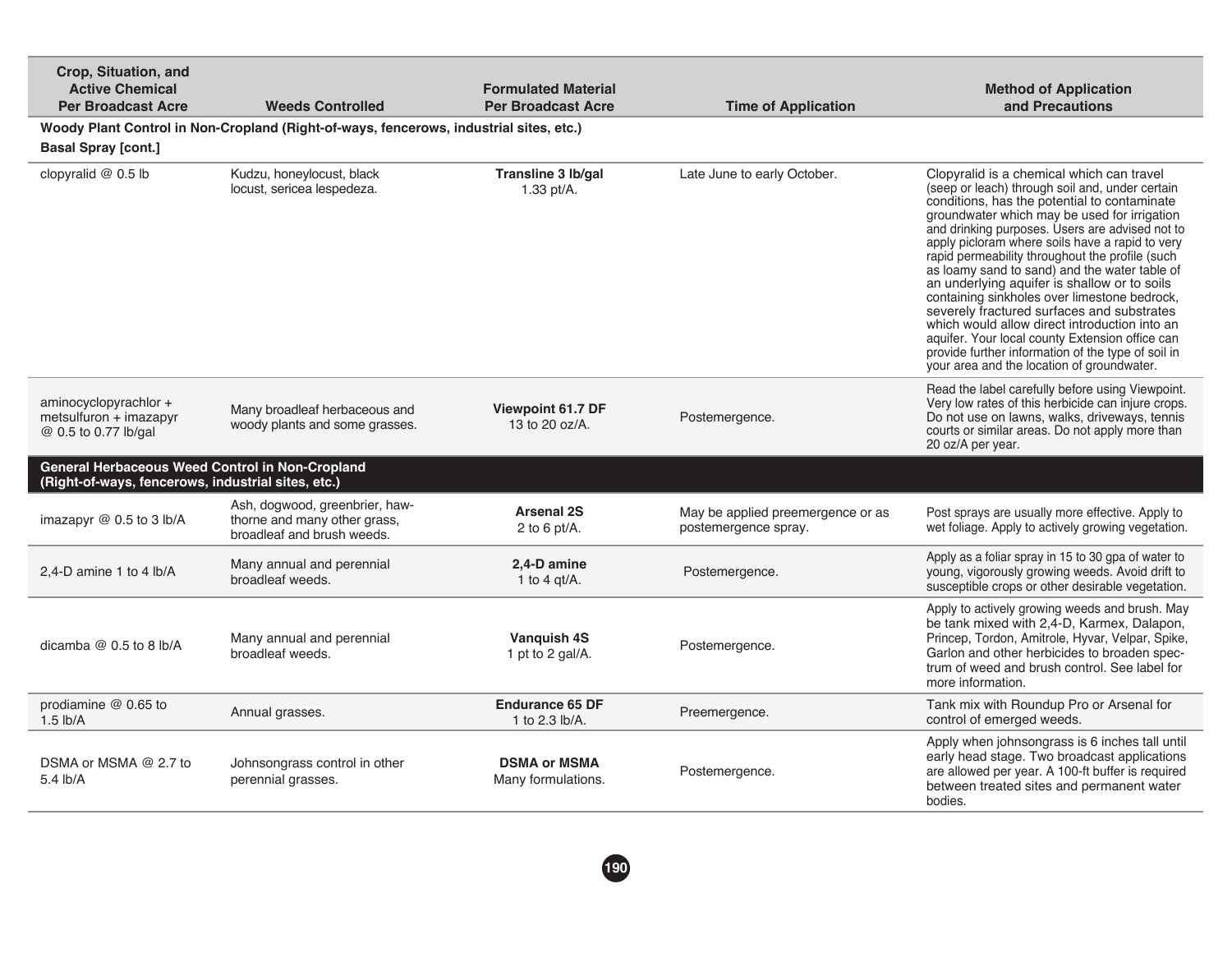| Crop, Situation, and Active Chemical Per Broadcast Acre | Weeds Controlled | Formulated Material Per Broadcast Acre | Time of Application | Method of Application and Precautions |
|---|---|---|---|---|
| **Woody Plant Control in Non-Cropland (Right-of-ways, fencerows, industrial sites, etc.)** | | | | |
| **Basal Spray [cont.]** | | | | |
| clopyralid @ 0.5 lb | Kudzu, honeylocust, black locust, sericea lespedeza. | **Transline 3 lb/gal** 1.33 pt/A. | Late June to early October. | Clopyralid is a chemical which can travel (seep or leach) through soil and, under certain conditions, has the potential to contaminate groundwater which may be used for irrigation and drinking purposes. Users are advised not to apply picloram where soils have a rapid to very rapid permeability throughout the profile (such as loamy sand to sand) and the water table of an underlying aquifer is shallow or to soils containing sinkholes over limestone bedrock, severely fractured surfaces and substrates which would allow direct introduction into an aquifer. Your local county Extension office can provide further information of the type of soil in your area and the location of groundwater. |
| aminocyclopyrachlor + metsulfuron + imazapyr @ 0.5 to 0.77 lb/gal | Many broadleaf herbaceous and woody plants and some grasses. | **Viewpoint 61.7 DF** 13 to 20 oz/A. | Postemergence. | Read the label carefully before using Viewpoint. Very low rates of this herbicide can injure crops. Do not use on lawns, walks, driveways, tennis courts or similar areas. Do not apply more than 20 oz/A per year. |
| **General Herbaceous Weed Control in Non-Cropland (Right-of-ways, fencerows, industrial sites, etc.)** | | | | |
| imazapyr @ 0.5 to 3 lb/A | Ash, dogwood, greenbrier, hawthorne and many other grass, broadleaf and brush weeds. | **Arsenal 2S** 2 to 6 pt/A. | May be applied preemergence or as postemergence spray. | Post sprays are usually more effective. Apply to wet foliage. Apply to actively growing vegetation. |
| 2,4-D amine 1 to 4 lb/A | Many annual and perennial broadleaf weeds. | **2,4-D amine** 1 to 4 qt/A. | Postemergence. | Apply as a foliar spray in 15 to 30 gpa of water to young, vigorously growing weeds. Avoid drift to susceptible crops or other desirable vegetation. |
| dicamba @ 0.5 to 8 lb/A | Many annual and perennial broadleaf weeds. | **Vanquish 4S** 1 pt to 2 gal/A. | Postemergence. | Apply to actively growing weeds and brush. May be tank mixed with 2,4-D, Karmex, Dalapon, Princep, Tordon, Amitrole, Hyvar, Velpar, Spike, Garlon and other herbicides to broaden spectrum of weed and brush control. See label for more information. |
| prodiamine @ 0.65 to 1.5 lb/A | Annual grasses. | **Endurance 65 DF** 1 to 2.3 lb/A. | Preemergence. | Tank mix with Roundup Pro or Arsenal for control of emerged weeds. |
| DSMA or MSMA @ 2.7 to 5.4 lb/A | Johnsongrass control in other perennial grasses. | **DSMA or MSMA** Many formulations. | Postemergence. | Apply when johnsongrass is 6 inches tall until early head stage. Two broadcast applications are allowed per year. A 100-ft buffer is required between treated sites and permanent water bodies. |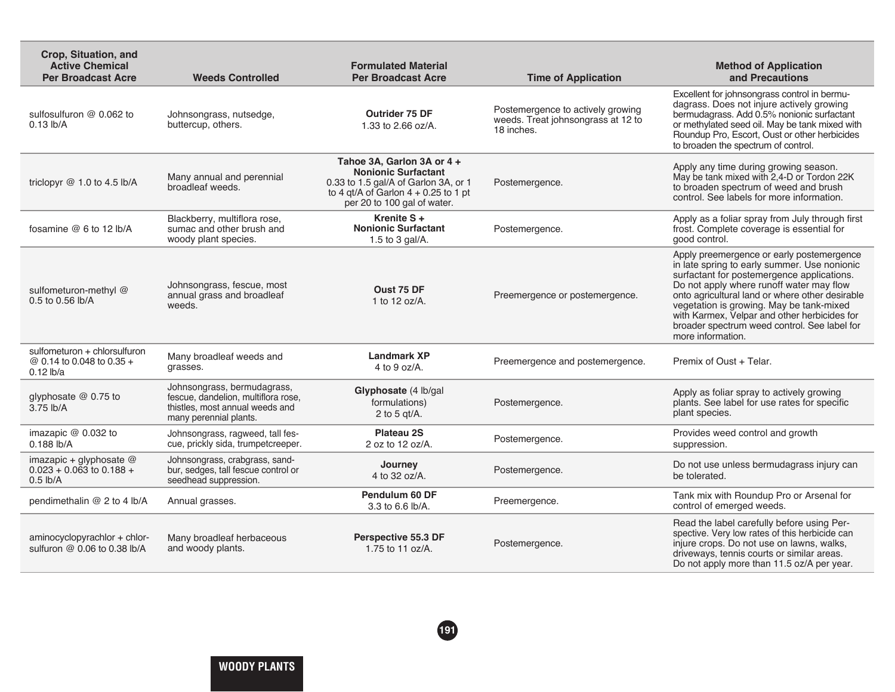| Crop, Situation, and Active Chemical Per Broadcast Acre | Weeds Controlled | Formulated Material Per Broadcast Acre | Time of Application | Method of Application and Precautions |
|---|---|---|---|---|
| sulfosulfuron @ 0.062 to 0.13 lb/A | Johnsongrass, nutsedge, buttercup, others. | **Outrider 75 DF** 1.33 to 2.66 oz/A. | Postemergence to actively growing weeds. Treat johnsongrass at 12 to 18 inches. | Excellent for johnsongrass control in bermudagrass. Does not injure actively growing bermudagrass. Add 0.5% nonionic surfactant or methylated seed oil. May be tank mixed with Roundup Pro, Escort, Oust or other herbicides to broaden the spectrum of control. |
| triclopyr @ 1.0 to 4.5 lb/A | Many annual and perennial broadleaf weeds. | **Tahoe 3A, Garlon 3A or 4 + Nonionic Surfactant** 0.33 to 1.5 gal/A of Garlon 3A, or 1 to 4 qt/A of Garlon 4 + 0.25 to 1 pt per 20 to 100 gal of water. | Postemergence. | Apply any time during growing season. May be tank mixed with 2,4-D or Tordon 22K to broaden spectrum of weed and brush control. See labels for more information. |
| fosamine @ 6 to 12 lb/A | Blackberry, multiflora rose, sumac and other brush and woody plant species. | **Krenite S + Nonionic Surfactant** 1.5 to 3 gal/A. | Postemergence. | Apply as a foliar spray from July through first frost. Complete coverage is essential for good control. |
| sulfometuron-methyl @ 0.5 to 0.56 lb/A | Johnsongrass, fescue, most annual grass and broadleaf weeds. | **Oust 75 DF** 1 to 12 oz/A. | Preemergence or postemergence. | Apply preemergence or early postemergence in late spring to early summer. Use nonionic surfactant for postemergence applications. Do not apply where runoff water may flow onto agricultural land or where other desirable vegetation is growing. May be tank-mixed with Karmex, Velpar and other herbicides for broader spectrum weed control. See label for more information. |
| sulfometuron + chlorsulfuron @ 0.14 to 0.048 to 0.35 + 0.12 lb/a | Many broadleaf weeds and grasses. | **Landmark XP** 4 to 9 oz/A. | Preemergence and postemergence. | Premix of Oust + Telar. |
| glyphosate @ 0.75 to 3.75 lb/A | Johnsongrass, bermudagrass, fescue, dandelion, multiflora rose, thistles, most annual weeds and many perennial plants. | **Glyphosate** (4 lb/gal formulations) 2 to 5 qt/A. | Postemergence. | Apply as foliar spray to actively growing plants. See label for use rates for specific plant species. |
| imazapic @ 0.032 to 0.188 lb/A | Johnsongrass, ragweed, tall fescue, prickly sida, trumpetcreeper. | **Plateau 2S** 2 oz to 12 oz/A. | Postemergence. | Provides weed control and growth suppression. |
| imazapic + glyphosate @ 0.023 + 0.063 to 0.188 + 0.5 lb/A | Johnsongrass, crabgrass, sandbur, sedges, tall fescue control or seedhead suppression. | **Journey** 4 to 32 oz/A. | Postemergence. | Do not use unless bermudagrass injury can be tolerated. |
| pendimethalin @ 2 to 4 lb/A | Annual grasses. | **Pendulum 60 DF** 3.3 to 6.6 lb/A. | Preemergence. | Tank mix with Roundup Pro or Arsenal for control of emerged weeds. |
| aminocyclopyrachlor + chlorsulfuron @ 0.06 to 0.38 lb/A | Many broadleaf herbaceous and woody plants. | **Perspective 55.3 DF** 1.75 to 11 oz/A. | Postemergence. | Read the label carefully before using Perspective. Very low rates of this herbicide can injure crops. Do not use on lawns, walks, driveways, tennis courts or similar areas. Do not apply more than 11.5 oz/A per year. |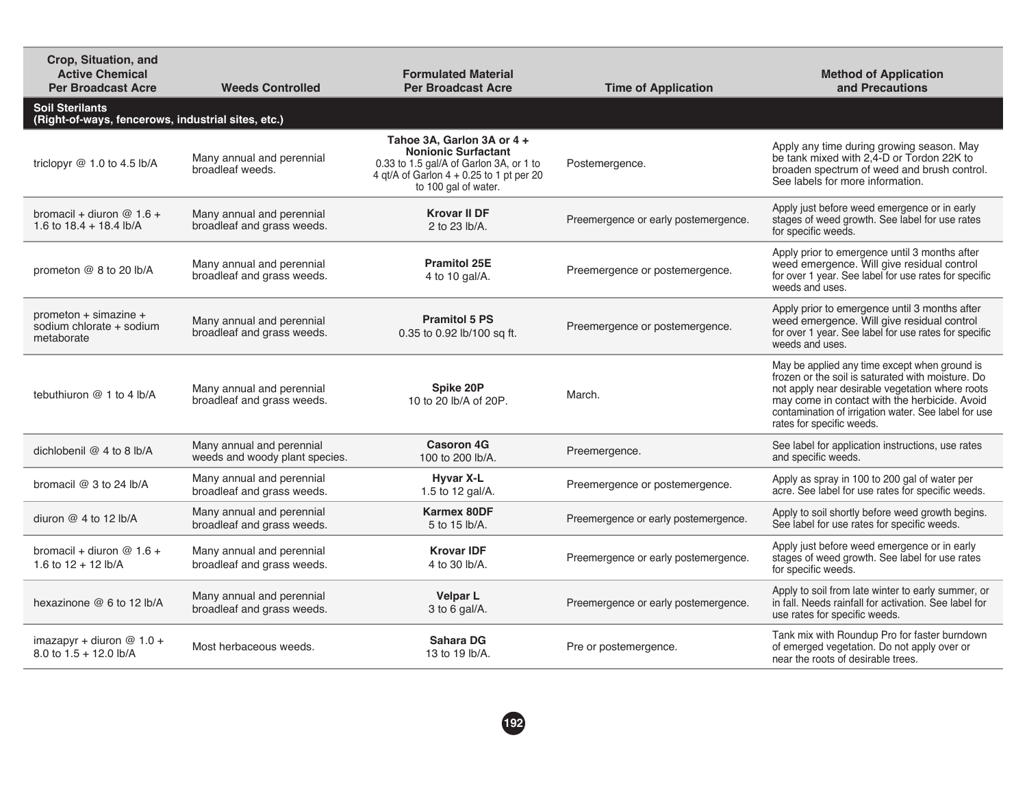| Crop, Situation, and Active Chemical Per Broadcast Acre | Weeds Controlled | Formulated Material Per Broadcast Acre | Time of Application | Method of Application and Precautions |
|---|---|---|---|---|
| **Soil Sterilants (Right-of-ways, fencerows, industrial sites, etc.)** | | | | |
| triclopyr @ 1.0 to 4.5 lb/A | Many annual and perennial broadleaf weeds. | **Tahoe 3A, Garlon 3A or 4 + Nonionic Surfactant** 0.33 to 1.5 gal/A of Garlon 3A, or 1 to 4 qt/A of Garlon 4 + 0.25 to 1 pt per 20 to 100 gal of water. | Postemergence. | Apply any time during growing season. May be tank mixed with 2,4-D or Tordon 22K to broaden spectrum of weed and brush control. See labels for more information. |
| bromacil + diuron @ 1.6 + 1.6 to 18.4 + 18.4 lb/A | Many annual and perennial broadleaf and grass weeds. | **Krovar II DF** 2 to 23 lb/A. | Preemergence or early postemergence. | Apply just before weed emergence or in early stages of weed growth. See label for use rates for specific weeds. |
| prometon @ 8 to 20 lb/A | Many annual and perennial broadleaf and grass weeds. | **Pramitol 25E** 4 to 10 gal/A. | Preemergence or postemergence. | Apply prior to emergence until 3 months after weed emergence. Will give residual control for over 1 year. See label for use rates for specific weeds and uses. |
| prometon + simazine + sodium chlorate + sodium metaborate | Many annual and perennial broadleaf and grass weeds. | **Pramitol 5 PS** 0.35 to 0.92 lb/100 sq ft. | Preemergence or postemergence. | Apply prior to emergence until 3 months after weed emergence. Will give residual control for over 1 year. See label for use rates for specific weeds and uses. |
| tebuthiuron @ 1 to 4 lb/A | Many annual and perennial broadleaf and grass weeds. | **Spike 20P** 10 to 20 lb/A of 20P. | March. | May be applied any time except when ground is frozen or the soil is saturated with moisture. Do not apply near desirable vegetation where roots may come in contact with the herbicide. Avoid contamination of irrigation water. See label for use rates for specific weeds. |
| dichlobenil @ 4 to 8 lb/A | Many annual and perennial weeds and woody plant species. | **Casoron 4G** 100 to 200 lb/A. | Preemergence. | See label for application instructions, use rates and specific weeds. |
| bromacil @ 3 to 24 lb/A | Many annual and perennial broadleaf and grass weeds. | **Hyvar X-L** 1.5 to 12 gal/A. | Preemergence or postemergence. | Apply as spray in 100 to 200 gal of water per acre. See label for use rates for specific weeds. |
| diuron @ 4 to 12 lb/A | Many annual and perennial broadleaf and grass weeds. | **Karmex 80DF** 5 to 15 lb/A. | Preemergence or early postemergence. | Apply to soil shortly before weed growth begins. See label for use rates for specific weeds. |
| bromacil + diuron @ 1.6 + 1.6 to 12 + 12 lb/A | Many annual and perennial broadleaf and grass weeds. | **Krovar IDF** 4 to 30 lb/A. | Preemergence or early postemergence. | Apply just before weed emergence or in early stages of weed growth. See label for use rates for specific weeds. |
| hexazinone @ 6 to 12 lb/A | Many annual and perennial broadleaf and grass weeds. | **Velpar L** 3 to 6 gal/A. | Preemergence or early postemergence. | Apply to soil from late winter to early summer, or in fall. Needs rainfall for activation. See label for use rates for specific weeds. |
| imazapyr + diuron @ 1.0 + 8.0 to 1.5 + 12.0 lb/A | Most herbaceous weeds. | **Sahara DG** 13 to 19 lb/A. | Pre or postemergence. | Tank mix with Roundup Pro for faster burndown of emerged vegetation. Do not apply over or near the roots of desirable trees. |